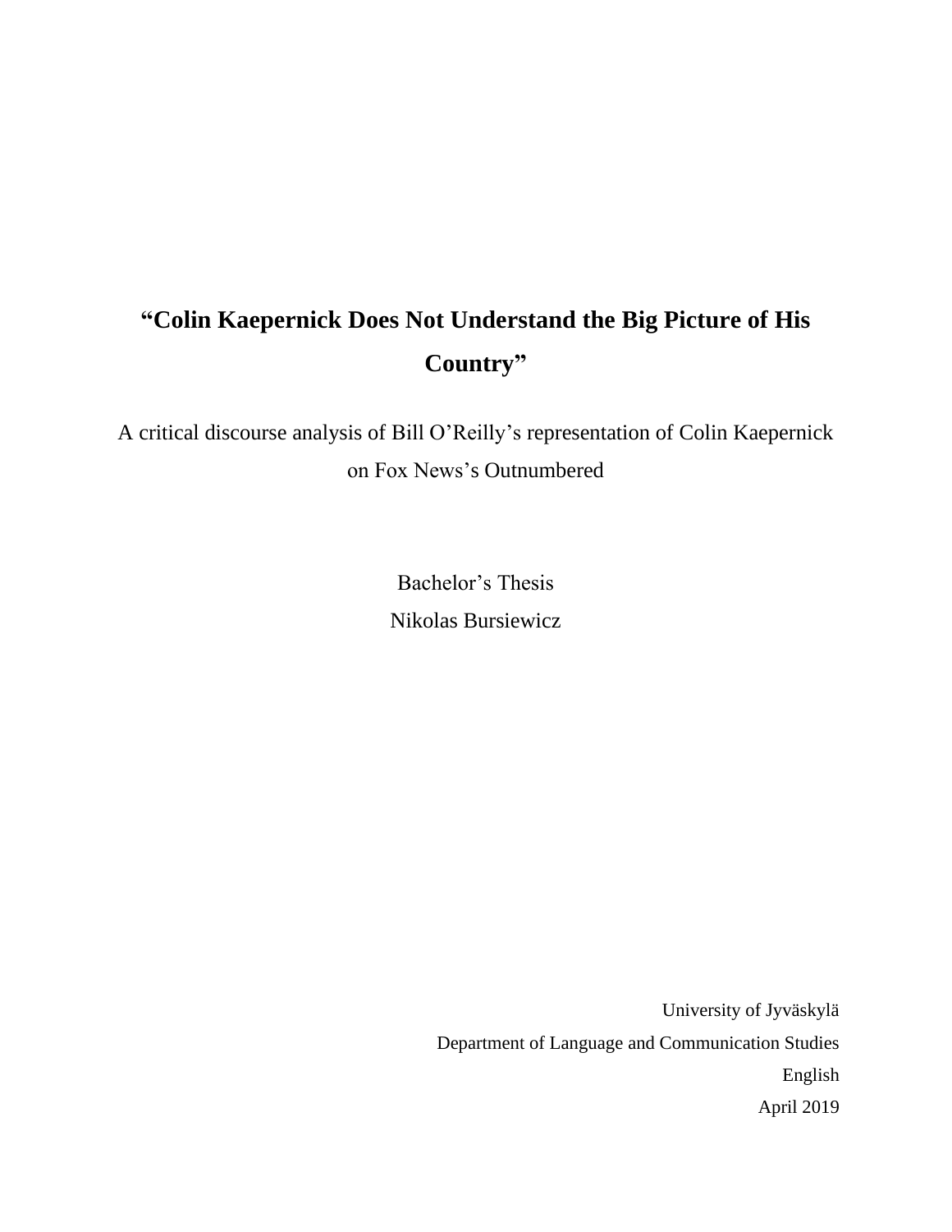# "Colin Kaepernick Does Not Understand the Big Picture of His Country"

A critical discourse analysis of Bill O'Reilly's representation of Colin Kaepernick on Fox News's Outnumbered

Bachelor's Thesis

Nikolas Bursiewicz

University of Jyväskylä

Department of Language and Communication Studies

English

April 2019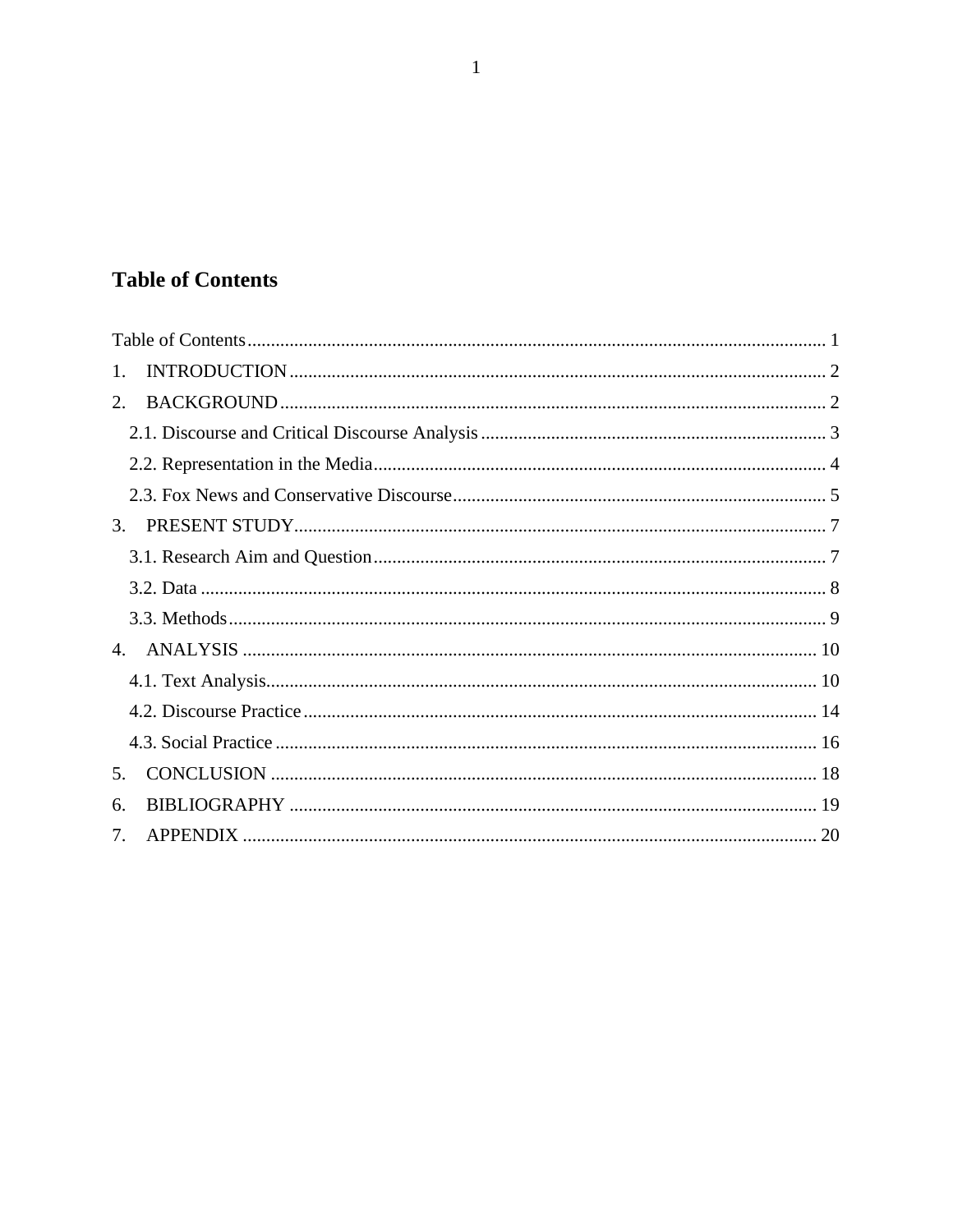# Table of Contents

Table of Contents ........................................................................................................................ 1
1. INTRODUCTION ................................................................................................................ 2
2. BACKGROUND .................................................................................................................. 2
   2.1. Discourse and Critical Discourse Analysis ..................................................................... 3
   2.2. Representation in the Media ........................................................................................... 4
   2.3. Fox News and Conservative Discourse .......................................................................... 5
3. PRESENT STUDY ............................................................................................................... 7
   3.1. Research Aim and Question ............................................................................................ 7
   3.2. Data ................................................................................................................................. 8
   3.3. Methods ........................................................................................................................... 9
4. ANALYSIS ........................................................................................................................ 10
   4.1. Text Analysis .................................................................................................................. 10
   4.2. Discourse Practice .......................................................................................................... 14
   4.3. Social Practice ................................................................................................................ 16
5. CONCLUSION .................................................................................................................. 18
6. BIBLIOGRAPHY .............................................................................................................. 19
7. APPENDIX ........................................................................................................................ 20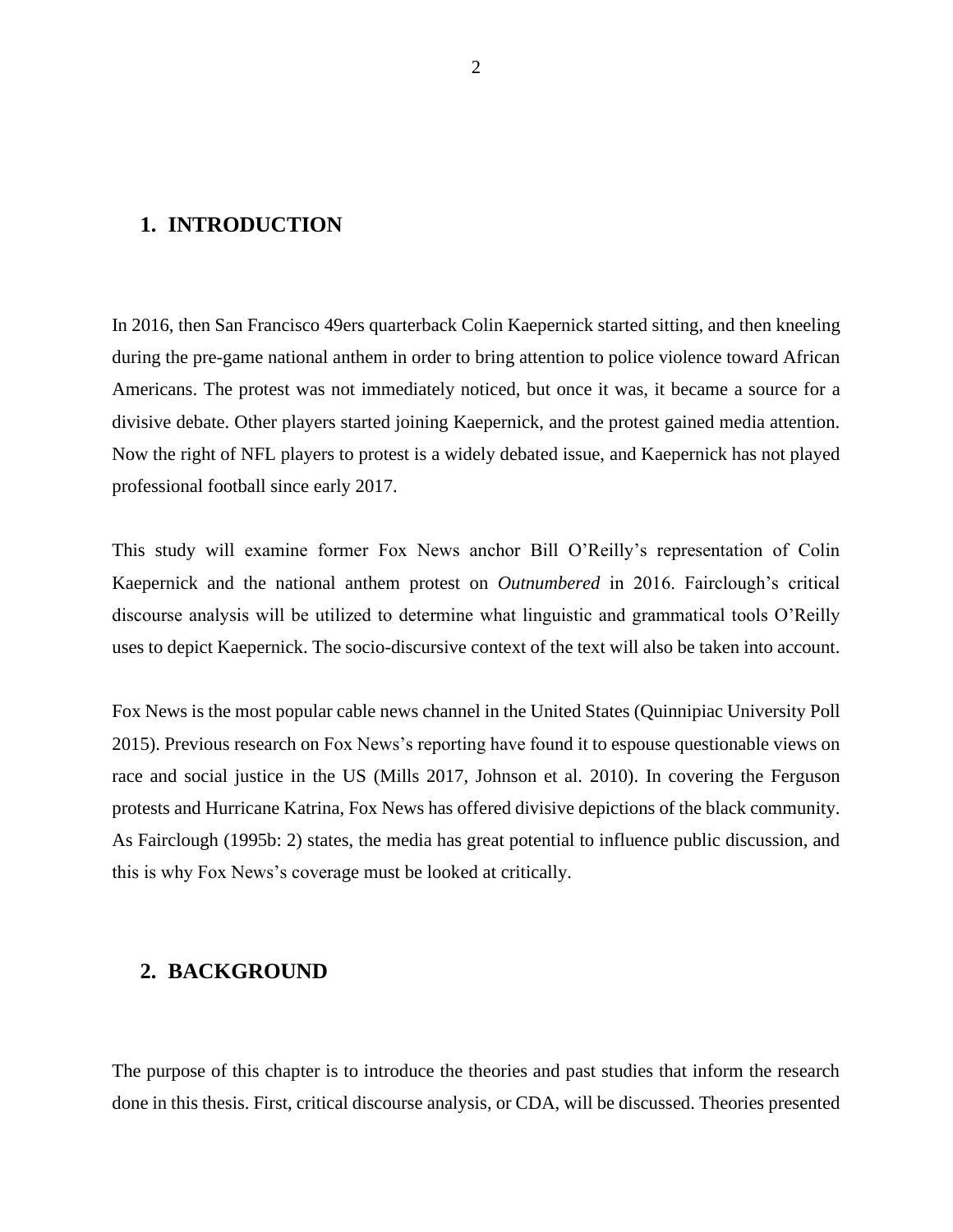# 1. INTRODUCTION

In 2016, then San Francisco 49ers quarterback Colin Kaepernick started sitting, and then kneeling during the pre-game national anthem in order to bring attention to police violence toward African Americans. The protest was not immediately noticed, but once it was, it became a source for a divisive debate. Other players started joining Kaepernick, and the protest gained media attention. Now the right of NFL players to protest is a widely debated issue, and Kaepernick has not played professional football since early 2017.

This study will examine former Fox News anchor Bill O'Reilly's representation of Colin Kaepernick and the national anthem protest on *Outnumbered* in 2016. Fairclough's critical discourse analysis will be utilized to determine what linguistic and grammatical tools O'Reilly uses to depict Kaepernick. The socio-discursive context of the text will also be taken into account.

Fox News is the most popular cable news channel in the United States (Quinnipiac University Poll 2015). Previous research on Fox News's reporting have found it to espouse questionable views on race and social justice in the US (Mills 2017, Johnson et al. 2010). In covering the Ferguson protests and Hurricane Katrina, Fox News has offered divisive depictions of the black community. As Fairclough (1995b: 2) states, the media has great potential to influence public discussion, and this is why Fox News's coverage must be looked at critically.

# 2. BACKGROUND

The purpose of this chapter is to introduce the theories and past studies that inform the research done in this thesis. First, critical discourse analysis, or CDA, will be discussed. Theories presented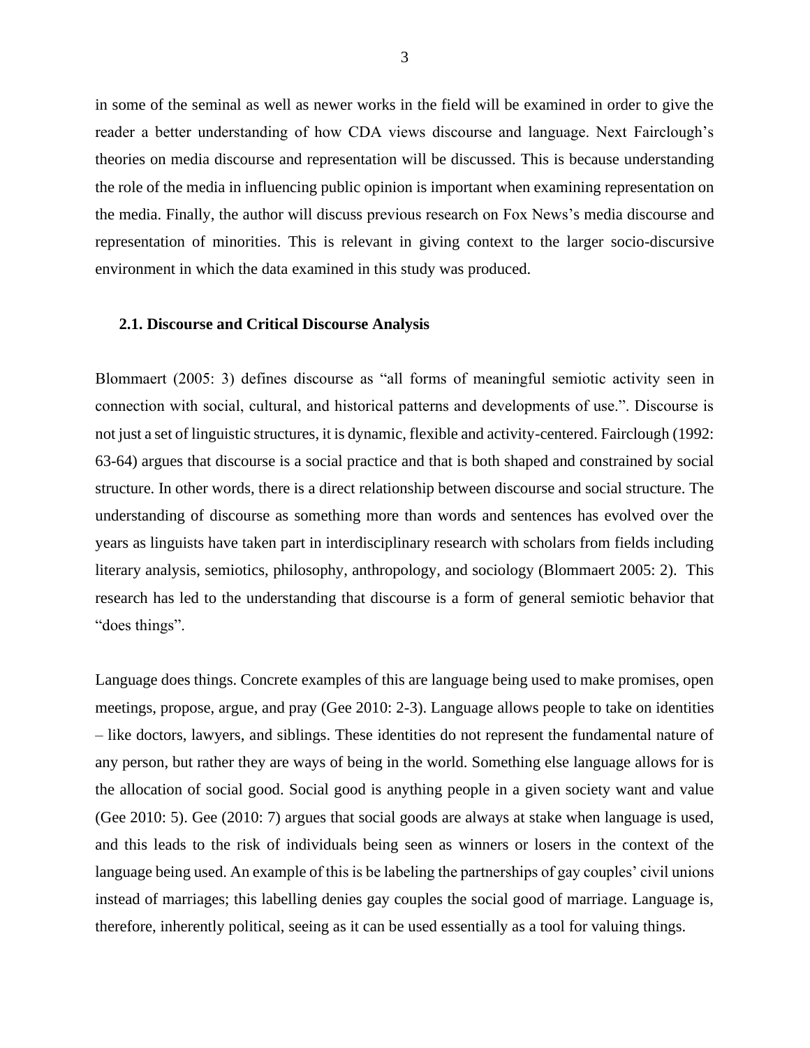in some of the seminal as well as newer works in the field will be examined in order to give the reader a better understanding of how CDA views discourse and language. Next Fairclough's theories on media discourse and representation will be discussed. This is because understanding the role of the media in influencing public opinion is important when examining representation on the media. Finally, the author will discuss previous research on Fox News's media discourse and representation of minorities. This is relevant in giving context to the larger socio-discursive environment in which the data examined in this study was produced.

## 2.1. Discourse and Critical Discourse Analysis

Blommaert (2005: 3) defines discourse as "all forms of meaningful semiotic activity seen in connection with social, cultural, and historical patterns and developments of use.". Discourse is not just a set of linguistic structures, it is dynamic, flexible and activity-centered. Fairclough (1992: 63-64) argues that discourse is a social practice and that is both shaped and constrained by social structure. In other words, there is a direct relationship between discourse and social structure. The understanding of discourse as something more than words and sentences has evolved over the years as linguists have taken part in interdisciplinary research with scholars from fields including literary analysis, semiotics, philosophy, anthropology, and sociology (Blommaert 2005: 2). This research has led to the understanding that discourse is a form of general semiotic behavior that "does things".

Language does things. Concrete examples of this are language being used to make promises, open meetings, propose, argue, and pray (Gee 2010: 2-3). Language allows people to take on identities – like doctors, lawyers, and siblings. These identities do not represent the fundamental nature of any person, but rather they are ways of being in the world. Something else language allows for is the allocation of social good. Social good is anything people in a given society want and value (Gee 2010: 5). Gee (2010: 7) argues that social goods are always at stake when language is used, and this leads to the risk of individuals being seen as winners or losers in the context of the language being used. An example of this is be labeling the partnerships of gay couples' civil unions instead of marriages; this labelling denies gay couples the social good of marriage. Language is, therefore, inherently political, seeing as it can be used essentially as a tool for valuing things.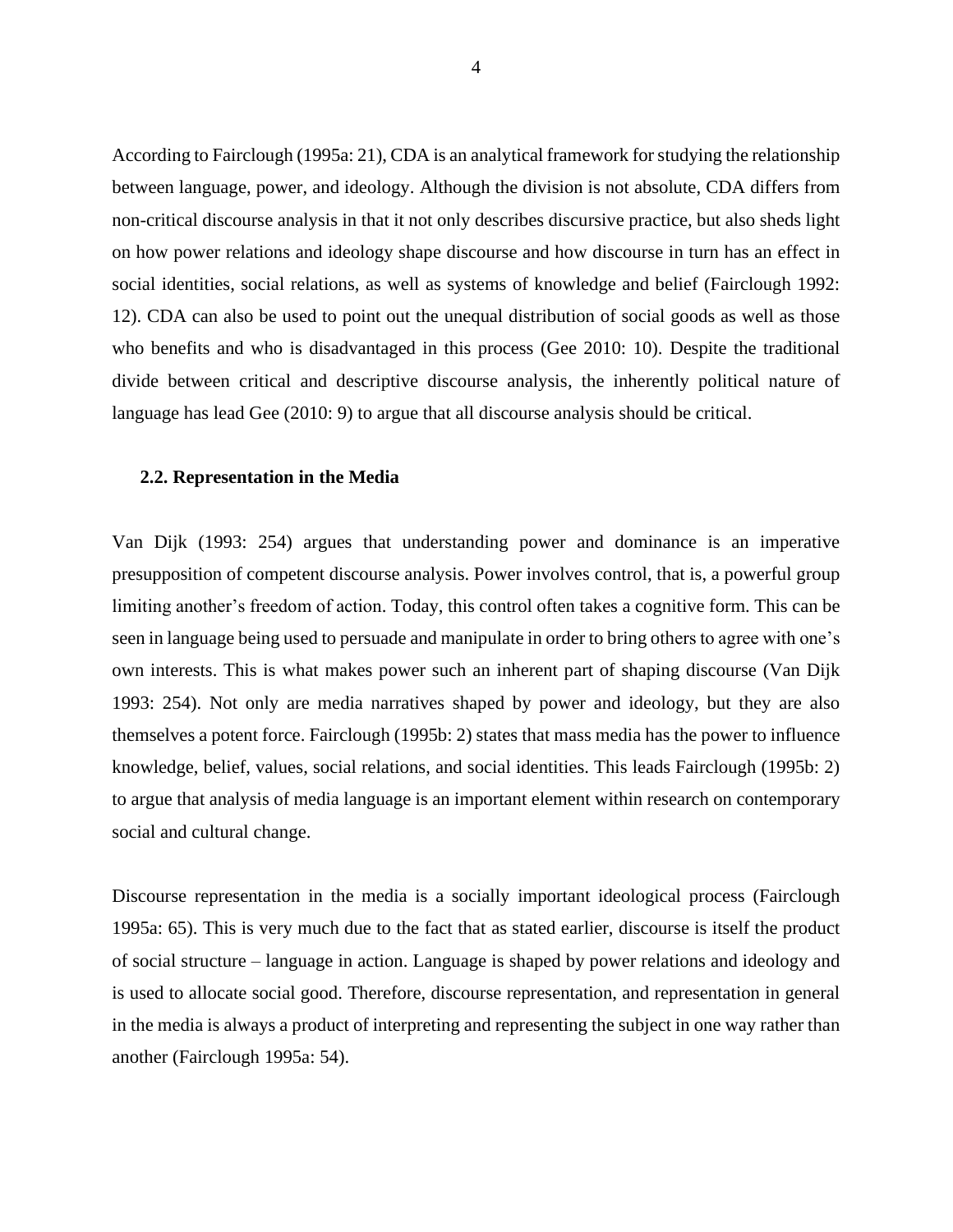According to Fairclough (1995a: 21), CDA is an analytical framework for studying the relationship between language, power, and ideology. Although the division is not absolute, CDA differs from non-critical discourse analysis in that it not only describes discursive practice, but also sheds light on how power relations and ideology shape discourse and how discourse in turn has an effect in social identities, social relations, as well as systems of knowledge and belief (Fairclough 1992: 12). CDA can also be used to point out the unequal distribution of social goods as well as those who benefits and who is disadvantaged in this process (Gee 2010: 10). Despite the traditional divide between critical and descriptive discourse analysis, the inherently political nature of language has lead Gee (2010: 9) to argue that all discourse analysis should be critical.

### 2.2. Representation in the Media

Van Dijk (1993: 254) argues that understanding power and dominance is an imperative presupposition of competent discourse analysis. Power involves control, that is, a powerful group limiting another's freedom of action. Today, this control often takes a cognitive form. This can be seen in language being used to persuade and manipulate in order to bring others to agree with one's own interests. This is what makes power such an inherent part of shaping discourse (Van Dijk 1993: 254). Not only are media narratives shaped by power and ideology, but they are also themselves a potent force. Fairclough (1995b: 2) states that mass media has the power to influence knowledge, belief, values, social relations, and social identities. This leads Fairclough (1995b: 2) to argue that analysis of media language is an important element within research on contemporary social and cultural change.

Discourse representation in the media is a socially important ideological process (Fairclough 1995a: 65). This is very much due to the fact that as stated earlier, discourse is itself the product of social structure – language in action. Language is shaped by power relations and ideology and is used to allocate social good. Therefore, discourse representation, and representation in general in the media is always a product of interpreting and representing the subject in one way rather than another (Fairclough 1995a: 54).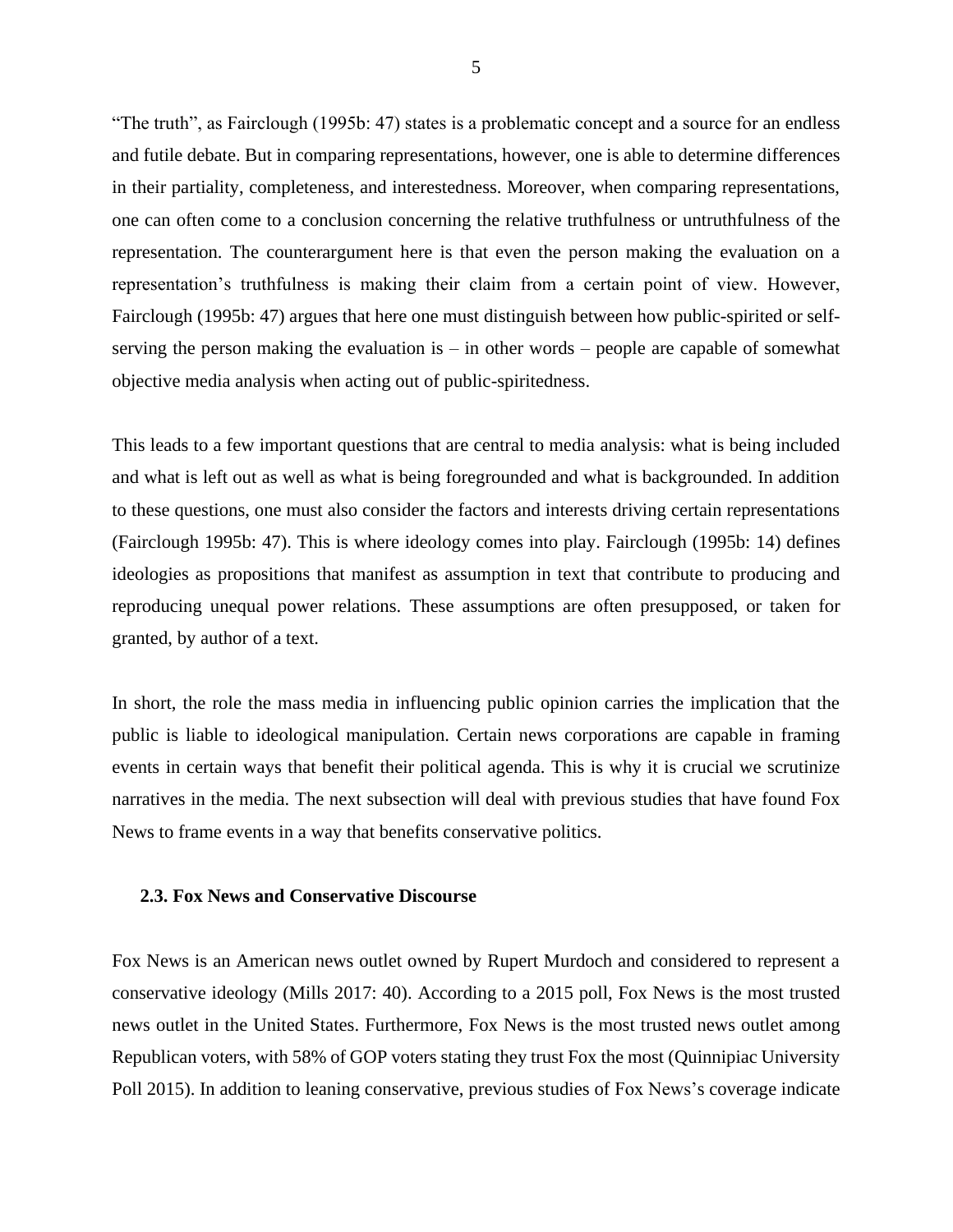"The truth", as Fairclough (1995b: 47) states is a problematic concept and a source for an endless and futile debate. But in comparing representations, however, one is able to determine differences in their partiality, completeness, and interestedness. Moreover, when comparing representations, one can often come to a conclusion concerning the relative truthfulness or untruthfulness of the representation. The counterargument here is that even the person making the evaluation on a representation's truthfulness is making their claim from a certain point of view. However, Fairclough (1995b: 47) argues that here one must distinguish between how public-spirited or self-serving the person making the evaluation is – in other words – people are capable of somewhat objective media analysis when acting out of public-spiritedness.

This leads to a few important questions that are central to media analysis: what is being included and what is left out as well as what is being foregrounded and what is backgrounded. In addition to these questions, one must also consider the factors and interests driving certain representations (Fairclough 1995b: 47). This is where ideology comes into play. Fairclough (1995b: 14) defines ideologies as propositions that manifest as assumption in text that contribute to producing and reproducing unequal power relations. These assumptions are often presupposed, or taken for granted, by author of a text.

In short, the role the mass media in influencing public opinion carries the implication that the public is liable to ideological manipulation. Certain news corporations are capable in framing events in certain ways that benefit their political agenda. This is why it is crucial we scrutinize narratives in the media. The next subsection will deal with previous studies that have found Fox News to frame events in a way that benefits conservative politics.

### 2.3. Fox News and Conservative Discourse

Fox News is an American news outlet owned by Rupert Murdoch and considered to represent a conservative ideology (Mills 2017: 40). According to a 2015 poll, Fox News is the most trusted news outlet in the United States. Furthermore, Fox News is the most trusted news outlet among Republican voters, with 58% of GOP voters stating they trust Fox the most (Quinnipiac University Poll 2015). In addition to leaning conservative, previous studies of Fox News's coverage indicate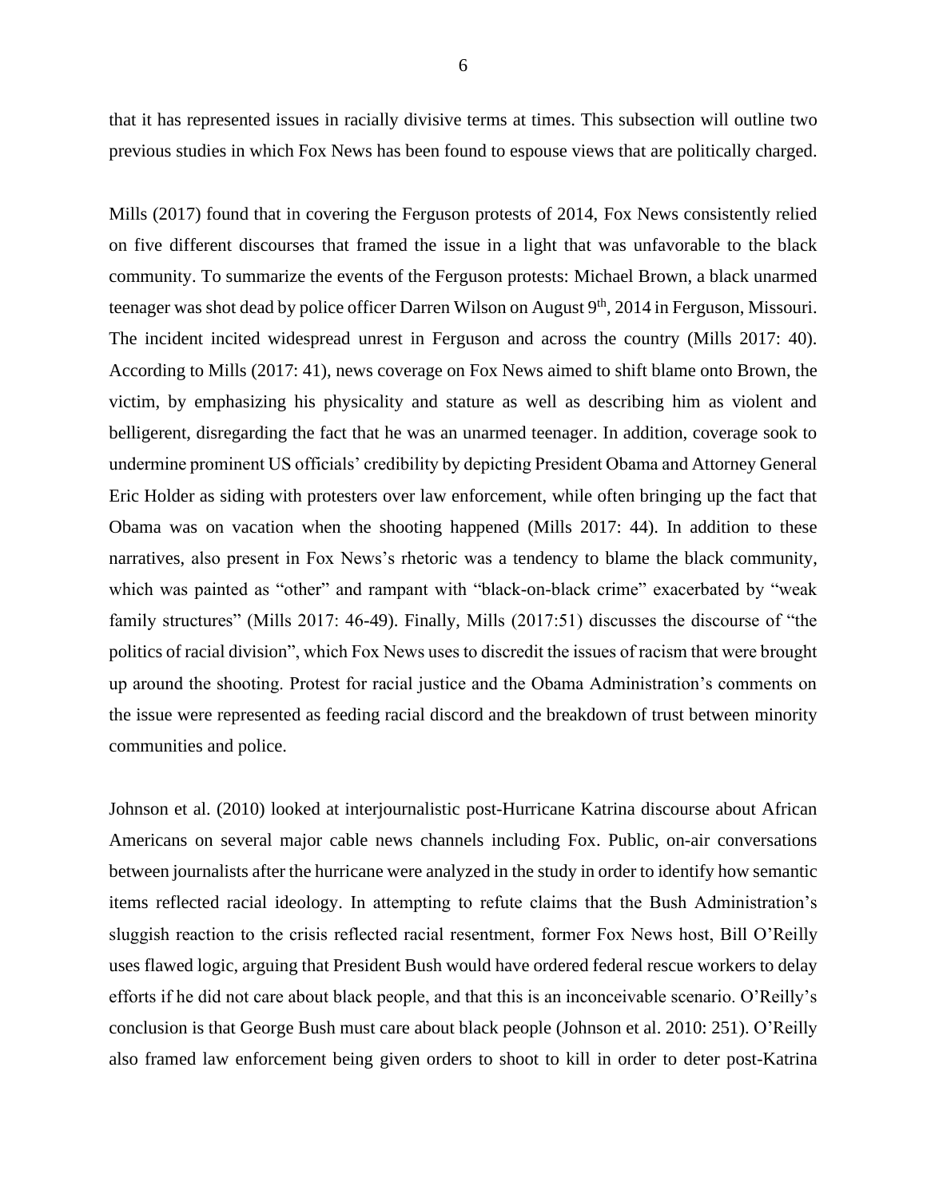that it has represented issues in racially divisive terms at times. This subsection will outline two previous studies in which Fox News has been found to espouse views that are politically charged.

Mills (2017) found that in covering the Ferguson protests of 2014, Fox News consistently relied on five different discourses that framed the issue in a light that was unfavorable to the black community. To summarize the events of the Ferguson protests: Michael Brown, a black unarmed teenager was shot dead by police officer Darren Wilson on August 9th, 2014 in Ferguson, Missouri. The incident incited widespread unrest in Ferguson and across the country (Mills 2017: 40). According to Mills (2017: 41), news coverage on Fox News aimed to shift blame onto Brown, the victim, by emphasizing his physicality and stature as well as describing him as violent and belligerent, disregarding the fact that he was an unarmed teenager. In addition, coverage sook to undermine prominent US officials' credibility by depicting President Obama and Attorney General Eric Holder as siding with protesters over law enforcement, while often bringing up the fact that Obama was on vacation when the shooting happened (Mills 2017: 44). In addition to these narratives, also present in Fox News's rhetoric was a tendency to blame the black community, which was painted as "other" and rampant with "black-on-black crime" exacerbated by "weak family structures" (Mills 2017: 46-49). Finally, Mills (2017:51) discusses the discourse of "the politics of racial division", which Fox News uses to discredit the issues of racism that were brought up around the shooting. Protest for racial justice and the Obama Administration's comments on the issue were represented as feeding racial discord and the breakdown of trust between minority communities and police.

Johnson et al. (2010) looked at interjournalistic post-Hurricane Katrina discourse about African Americans on several major cable news channels including Fox. Public, on-air conversations between journalists after the hurricane were analyzed in the study in order to identify how semantic items reflected racial ideology. In attempting to refute claims that the Bush Administration's sluggish reaction to the crisis reflected racial resentment, former Fox News host, Bill O'Reilly uses flawed logic, arguing that President Bush would have ordered federal rescue workers to delay efforts if he did not care about black people, and that this is an inconceivable scenario. O'Reilly's conclusion is that George Bush must care about black people (Johnson et al. 2010: 251). O'Reilly also framed law enforcement being given orders to shoot to kill in order to deter post-Katrina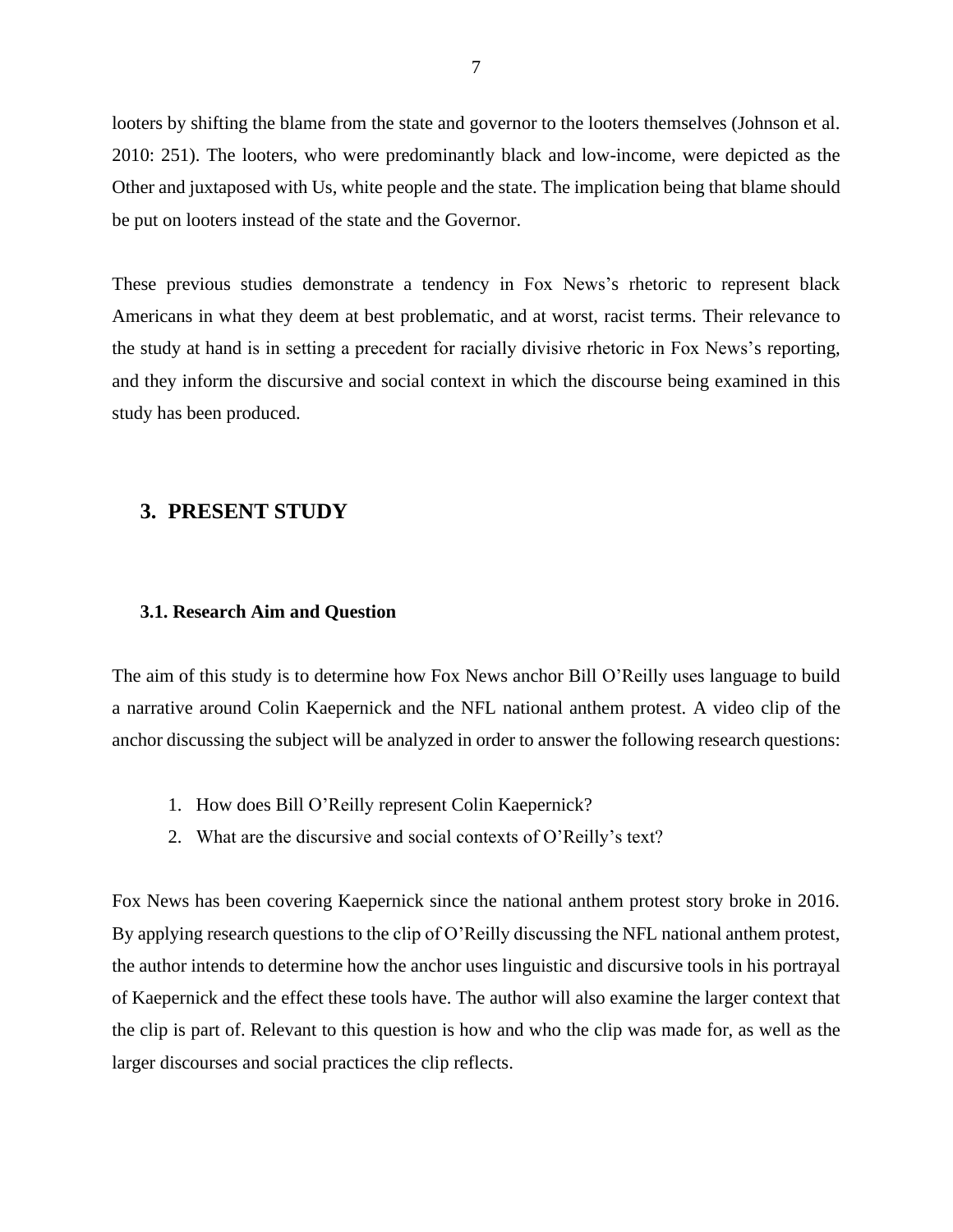looters by shifting the blame from the state and governor to the looters themselves (Johnson et al. 2010: 251). The looters, who were predominantly black and low-income, were depicted as the Other and juxtaposed with Us, white people and the state. The implication being that blame should be put on looters instead of the state and the Governor.

These previous studies demonstrate a tendency in Fox News's rhetoric to represent black Americans in what they deem at best problematic, and at worst, racist terms. Their relevance to the study at hand is in setting a precedent for racially divisive rhetoric in Fox News's reporting, and they inform the discursive and social context in which the discourse being examined in this study has been produced.

## 3. PRESENT STUDY

### 3.1. Research Aim and Question

The aim of this study is to determine how Fox News anchor Bill O'Reilly uses language to build a narrative around Colin Kaepernick and the NFL national anthem protest. A video clip of the anchor discussing the subject will be analyzed in order to answer the following research questions:

1. How does Bill O'Reilly represent Colin Kaepernick?
2. What are the discursive and social contexts of O'Reilly's text?

Fox News has been covering Kaepernick since the national anthem protest story broke in 2016. By applying research questions to the clip of O'Reilly discussing the NFL national anthem protest, the author intends to determine how the anchor uses linguistic and discursive tools in his portrayal of Kaepernick and the effect these tools have. The author will also examine the larger context that the clip is part of. Relevant to this question is how and who the clip was made for, as well as the larger discourses and social practices the clip reflects.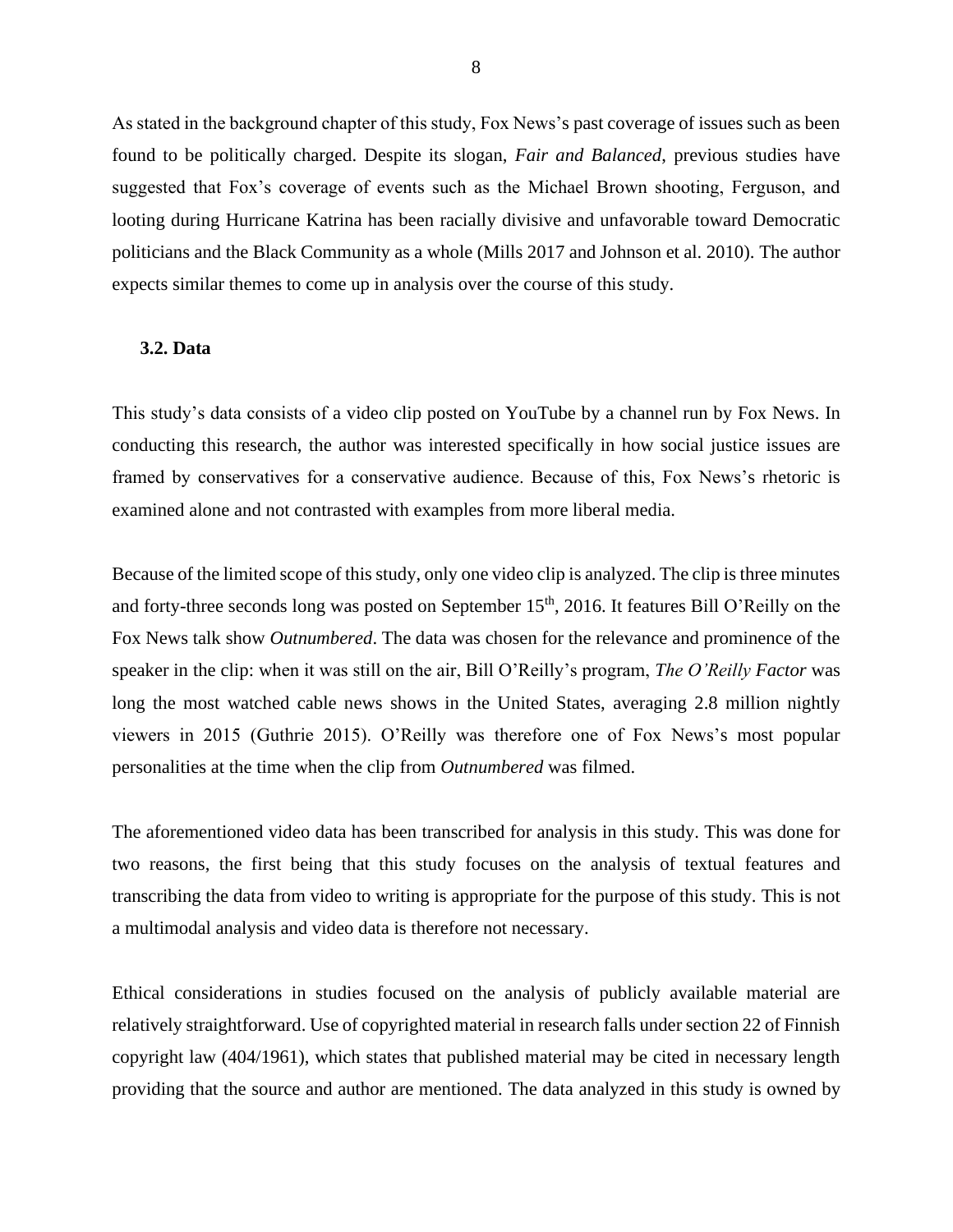As stated in the background chapter of this study, Fox News's past coverage of issues such as been found to be politically charged. Despite its slogan, *Fair and Balanced*, previous studies have suggested that Fox's coverage of events such as the Michael Brown shooting, Ferguson, and looting during Hurricane Katrina has been racially divisive and unfavorable toward Democratic politicians and the Black Community as a whole (Mills 2017 and Johnson et al. 2010). The author expects similar themes to come up in analysis over the course of this study.

### 3.2. Data

This study's data consists of a video clip posted on YouTube by a channel run by Fox News. In conducting this research, the author was interested specifically in how social justice issues are framed by conservatives for a conservative audience. Because of this, Fox News's rhetoric is examined alone and not contrasted with examples from more liberal media.

Because of the limited scope of this study, only one video clip is analyzed. The clip is three minutes and forty-three seconds long was posted on September 15th, 2016. It features Bill O'Reilly on the Fox News talk show *Outnumbered*. The data was chosen for the relevance and prominence of the speaker in the clip: when it was still on the air, Bill O'Reilly's program, *The O'Reilly Factor* was long the most watched cable news shows in the United States, averaging 2.8 million nightly viewers in 2015 (Guthrie 2015). O'Reilly was therefore one of Fox News's most popular personalities at the time when the clip from *Outnumbered* was filmed.

The aforementioned video data has been transcribed for analysis in this study. This was done for two reasons, the first being that this study focuses on the analysis of textual features and transcribing the data from video to writing is appropriate for the purpose of this study. This is not a multimodal analysis and video data is therefore not necessary.

Ethical considerations in studies focused on the analysis of publicly available material are relatively straightforward. Use of copyrighted material in research falls under section 22 of Finnish copyright law (404/1961), which states that published material may be cited in necessary length providing that the source and author are mentioned. The data analyzed in this study is owned by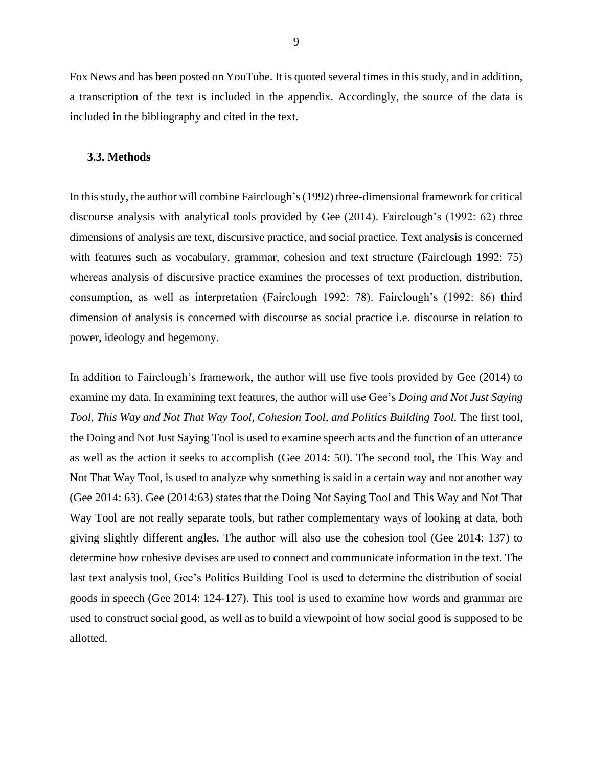Fox News and has been posted on YouTube. It is quoted several times in this study, and in addition, a transcription of the text is included in the appendix. Accordingly, the source of the data is included in the bibliography and cited in the text.

### 3.3. Methods

In this study, the author will combine Fairclough's (1992) three-dimensional framework for critical discourse analysis with analytical tools provided by Gee (2014). Fairclough's (1992: 62) three dimensions of analysis are text, discursive practice, and social practice. Text analysis is concerned with features such as vocabulary, grammar, cohesion and text structure (Fairclough 1992: 75) whereas analysis of discursive practice examines the processes of text production, distribution, consumption, as well as interpretation (Fairclough 1992: 78). Fairclough's (1992: 86) third dimension of analysis is concerned with discourse as social practice i.e. discourse in relation to power, ideology and hegemony.

In addition to Fairclough's framework, the author will use five tools provided by Gee (2014) to examine my data. In examining text features, the author will use Gee's *Doing and Not Just Saying Tool, This Way and Not That Way Tool, Cohesion Tool, and Politics Building Tool.* The first tool, the Doing and Not Just Saying Tool is used to examine speech acts and the function of an utterance as well as the action it seeks to accomplish (Gee 2014: 50). The second tool, the This Way and Not That Way Tool, is used to analyze why something is said in a certain way and not another way (Gee 2014: 63). Gee (2014:63) states that the Doing Not Saying Tool and This Way and Not That Way Tool are not really separate tools, but rather complementary ways of looking at data, both giving slightly different angles. The author will also use the cohesion tool (Gee 2014: 137) to determine how cohesive devises are used to connect and communicate information in the text. The last text analysis tool, Gee's Politics Building Tool is used to determine the distribution of social goods in speech (Gee 2014: 124-127). This tool is used to examine how words and grammar are used to construct social good, as well as to build a viewpoint of how social good is supposed to be allotted.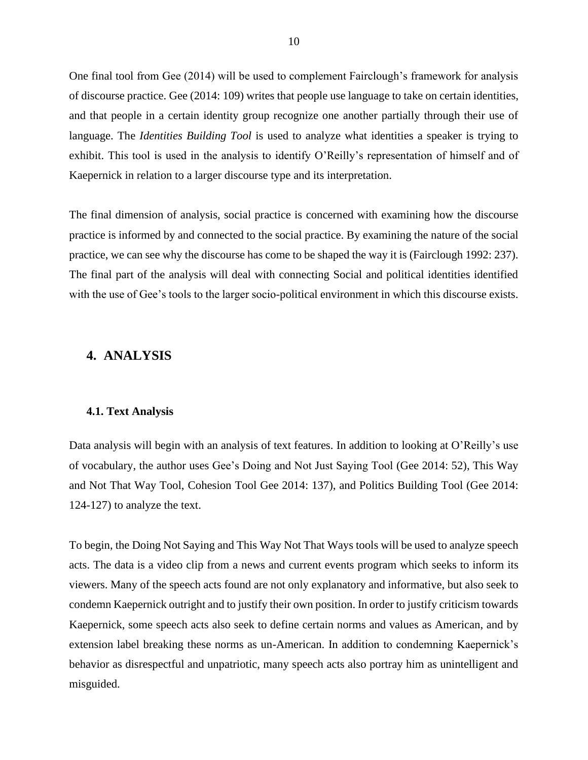One final tool from Gee (2014) will be used to complement Fairclough's framework for analysis of discourse practice. Gee (2014: 109) writes that people use language to take on certain identities, and that people in a certain identity group recognize one another partially through their use of language. The *Identities Building Tool* is used to analyze what identities a speaker is trying to exhibit. This tool is used in the analysis to identify O'Reilly's representation of himself and of Kaepernick in relation to a larger discourse type and its interpretation.

The final dimension of analysis, social practice is concerned with examining how the discourse practice is informed by and connected to the social practice. By examining the nature of the social practice, we can see why the discourse has come to be shaped the way it is (Fairclough 1992: 237). The final part of the analysis will deal with connecting Social and political identities identified with the use of Gee's tools to the larger socio-political environment in which this discourse exists.

## 4. ANALYSIS

### 4.1. Text Analysis

Data analysis will begin with an analysis of text features. In addition to looking at O'Reilly's use of vocabulary, the author uses Gee's Doing and Not Just Saying Tool (Gee 2014: 52), This Way and Not That Way Tool, Cohesion Tool Gee 2014: 137), and Politics Building Tool (Gee 2014: 124-127) to analyze the text.

To begin, the Doing Not Saying and This Way Not That Ways tools will be used to analyze speech acts. The data is a video clip from a news and current events program which seeks to inform its viewers. Many of the speech acts found are not only explanatory and informative, but also seek to condemn Kaepernick outright and to justify their own position. In order to justify criticism towards Kaepernick, some speech acts also seek to define certain norms and values as American, and by extension label breaking these norms as un-American. In addition to condemning Kaepernick's behavior as disrespectful and unpatriotic, many speech acts also portray him as unintelligent and misguided.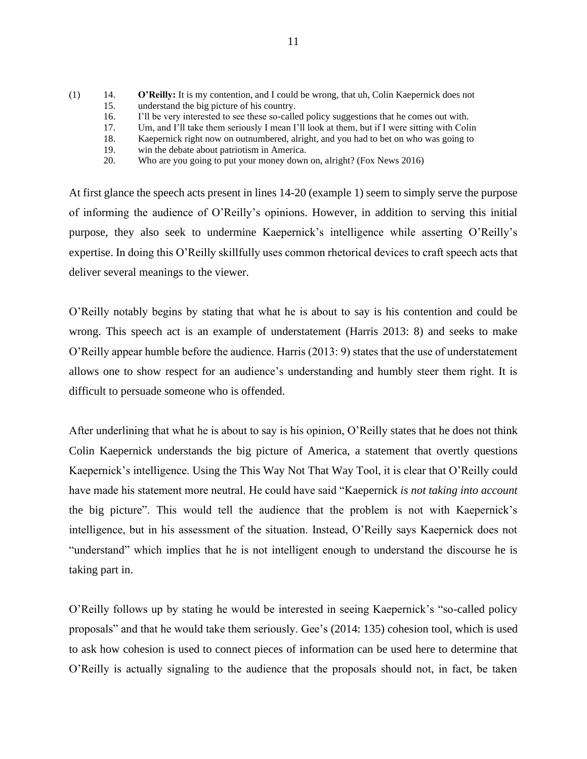(1)

14. **O'Reilly:** It is my contention, and I could be wrong, that uh, Colin Kaepernick does not
15. understand the big picture of his country.
16. I'll be very interested to see these so-called policy suggestions that he comes out with.
17. Um, and I'll take them seriously I mean I'll look at them, but if I were sitting with Colin
18. Kaepernick right now on outnumbered, alright, and you had to bet on who was going to
19. win the debate about patriotism in America.
20. Who are you going to put your money down on, alright? (Fox News 2016)

At first glance the speech acts present in lines 14-20 (example 1) seem to simply serve the purpose of informing the audience of O'Reilly's opinions. However, in addition to serving this initial purpose, they also seek to undermine Kaepernick's intelligence while asserting O'Reilly's expertise. In doing this O'Reilly skillfully uses common rhetorical devices to craft speech acts that deliver several meanings to the viewer.

O'Reilly notably begins by stating that what he is about to say is his contention and could be wrong. This speech act is an example of understatement (Harris 2013: 8) and seeks to make O'Reilly appear humble before the audience. Harris (2013: 9) states that the use of understatement allows one to show respect for an audience's understanding and humbly steer them right. It is difficult to persuade someone who is offended.

After underlining that what he is about to say is his opinion, O'Reilly states that he does not think Colin Kaepernick understands the big picture of America, a statement that overtly questions Kaepernick's intelligence. Using the This Way Not That Way Tool, it is clear that O'Reilly could have made his statement more neutral. He could have said "Kaepernick *is not taking into account* the big picture". This would tell the audience that the problem is not with Kaepernick's intelligence, but in his assessment of the situation. Instead, O'Reilly says Kaepernick does not "understand" which implies that he is not intelligent enough to understand the discourse he is taking part in.

O'Reilly follows up by stating he would be interested in seeing Kaepernick's "so-called policy proposals" and that he would take them seriously. Gee's (2014: 135) cohesion tool, which is used to ask how cohesion is used to connect pieces of information can be used here to determine that O'Reilly is actually signaling to the audience that the proposals should not, in fact, be taken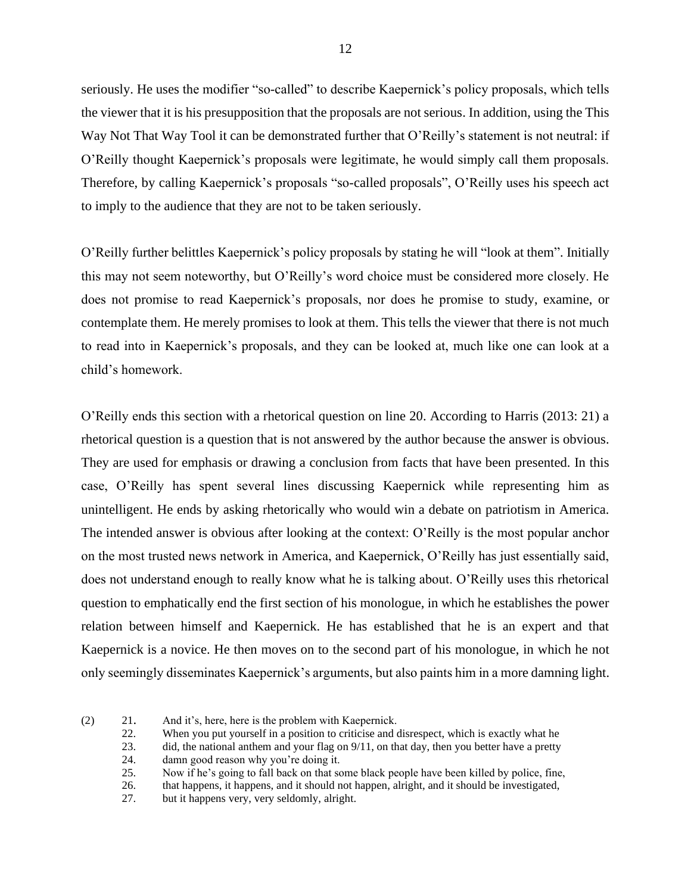seriously. He uses the modifier "so-called" to describe Kaepernick's policy proposals, which tells the viewer that it is his presupposition that the proposals are not serious. In addition, using the This Way Not That Way Tool it can be demonstrated further that O'Reilly's statement is not neutral: if O'Reilly thought Kaepernick's proposals were legitimate, he would simply call them proposals. Therefore, by calling Kaepernick's proposals "so-called proposals", O'Reilly uses his speech act to imply to the audience that they are not to be taken seriously.

O'Reilly further belittles Kaepernick's policy proposals by stating he will "look at them". Initially this may not seem noteworthy, but O'Reilly's word choice must be considered more closely. He does not promise to read Kaepernick's proposals, nor does he promise to study, examine, or contemplate them. He merely promises to look at them. This tells the viewer that there is not much to read into in Kaepernick's proposals, and they can be looked at, much like one can look at a child's homework.

O'Reilly ends this section with a rhetorical question on line 20. According to Harris (2013: 21) a rhetorical question is a question that is not answered by the author because the answer is obvious. They are used for emphasis or drawing a conclusion from facts that have been presented. In this case, O'Reilly has spent several lines discussing Kaepernick while representing him as unintelligent. He ends by asking rhetorically who would win a debate on patriotism in America. The intended answer is obvious after looking at the context: O'Reilly is the most popular anchor on the most trusted news network in America, and Kaepernick, O'Reilly has just essentially said, does not understand enough to really know what he is talking about. O'Reilly uses this rhetorical question to emphatically end the first section of his monologue, in which he establishes the power relation between himself and Kaepernick. He has established that he is an expert and that Kaepernick is a novice. He then moves on to the second part of his monologue, in which he not only seemingly disseminates Kaepernick's arguments, but also paints him in a more damning light.

(2)
21. And it's, here, here is the problem with Kaepernick.
22. When you put yourself in a position to criticise and disrespect, which is exactly what he
23. did, the national anthem and your flag on 9/11, on that day, then you better have a pretty
24. damn good reason why you're doing it.
25. Now if he's going to fall back on that some black people have been killed by police, fine,
26. that happens, it happens, and it should not happen, alright, and it should be investigated,
27. but it happens very, very seldomly, alright.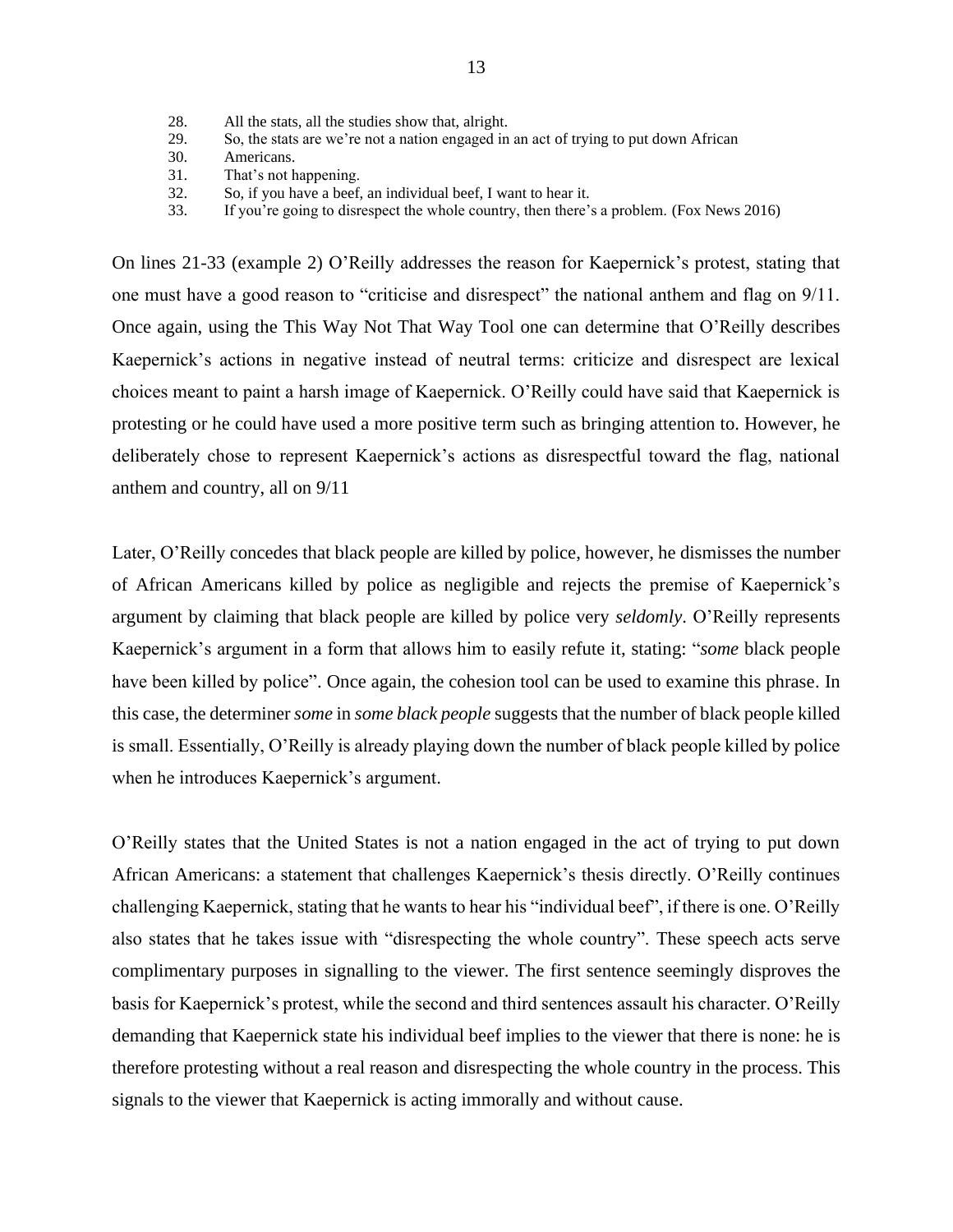28. All the stats, all the studies show that, alright.
29. So, the stats are we're not a nation engaged in an act of trying to put down African
30. Americans.
31. That's not happening.
32. So, if you have a beef, an individual beef, I want to hear it.
33. If you're going to disrespect the whole country, then there's a problem. (Fox News 2016)

On lines 21-33 (example 2) O'Reilly addresses the reason for Kaepernick's protest, stating that one must have a good reason to "criticise and disrespect" the national anthem and flag on 9/11. Once again, using the This Way Not That Way Tool one can determine that O'Reilly describes Kaepernick's actions in negative instead of neutral terms: criticize and disrespect are lexical choices meant to paint a harsh image of Kaepernick. O'Reilly could have said that Kaepernick is protesting or he could have used a more positive term such as bringing attention to. However, he deliberately chose to represent Kaepernick's actions as disrespectful toward the flag, national anthem and country, all on 9/11

Later, O'Reilly concedes that black people are killed by police, however, he dismisses the number of African Americans killed by police as negligible and rejects the premise of Kaepernick's argument by claiming that black people are killed by police very *seldomly*. O'Reilly represents Kaepernick's argument in a form that allows him to easily refute it, stating: "*some* black people have been killed by police". Once again, the cohesion tool can be used to examine this phrase. In this case, the determiner *some* in *some black people* suggests that the number of black people killed is small. Essentially, O'Reilly is already playing down the number of black people killed by police when he introduces Kaepernick's argument.

O'Reilly states that the United States is not a nation engaged in the act of trying to put down African Americans: a statement that challenges Kaepernick's thesis directly. O'Reilly continues challenging Kaepernick, stating that he wants to hear his "individual beef", if there is one. O'Reilly also states that he takes issue with "disrespecting the whole country". These speech acts serve complimentary purposes in signalling to the viewer. The first sentence seemingly disproves the basis for Kaepernick's protest, while the second and third sentences assault his character. O'Reilly demanding that Kaepernick state his individual beef implies to the viewer that there is none: he is therefore protesting without a real reason and disrespecting the whole country in the process. This signals to the viewer that Kaepernick is acting immorally and without cause.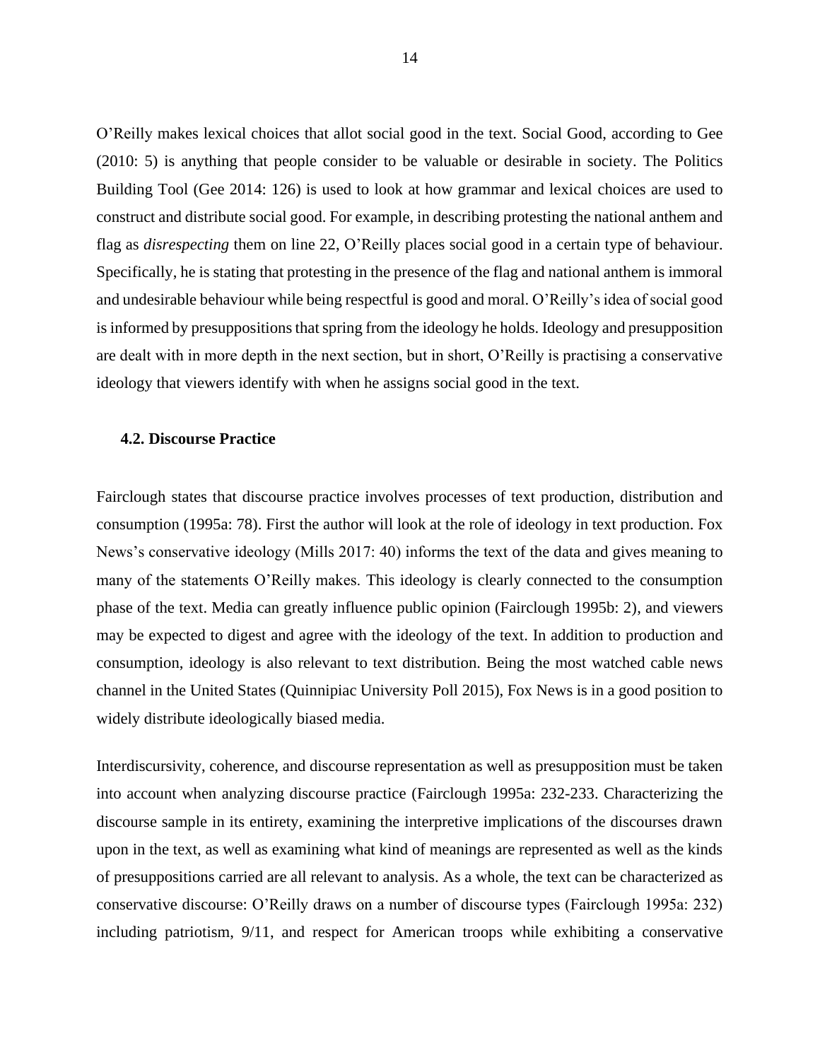O'Reilly makes lexical choices that allot social good in the text. Social Good, according to Gee (2010: 5) is anything that people consider to be valuable or desirable in society. The Politics Building Tool (Gee 2014: 126) is used to look at how grammar and lexical choices are used to construct and distribute social good. For example, in describing protesting the national anthem and flag as *disrespecting* them on line 22, O'Reilly places social good in a certain type of behaviour. Specifically, he is stating that protesting in the presence of the flag and national anthem is immoral and undesirable behaviour while being respectful is good and moral. O'Reilly's idea of social good is informed by presuppositions that spring from the ideology he holds. Ideology and presupposition are dealt with in more depth in the next section, but in short, O'Reilly is practising a conservative ideology that viewers identify with when he assigns social good in the text.

### 4.2. Discourse Practice

Fairclough states that discourse practice involves processes of text production, distribution and consumption (1995a: 78). First the author will look at the role of ideology in text production. Fox News's conservative ideology (Mills 2017: 40) informs the text of the data and gives meaning to many of the statements O'Reilly makes. This ideology is clearly connected to the consumption phase of the text. Media can greatly influence public opinion (Fairclough 1995b: 2), and viewers may be expected to digest and agree with the ideology of the text. In addition to production and consumption, ideology is also relevant to text distribution. Being the most watched cable news channel in the United States (Quinnipiac University Poll 2015), Fox News is in a good position to widely distribute ideologically biased media.

Interdiscursivity, coherence, and discourse representation as well as presupposition must be taken into account when analyzing discourse practice (Fairclough 1995a: 232-233. Characterizing the discourse sample in its entirety, examining the interpretive implications of the discourses drawn upon in the text, as well as examining what kind of meanings are represented as well as the kinds of presuppositions carried are all relevant to analysis. As a whole, the text can be characterized as conservative discourse: O'Reilly draws on a number of discourse types (Fairclough 1995a: 232) including patriotism, 9/11, and respect for American troops while exhibiting a conservative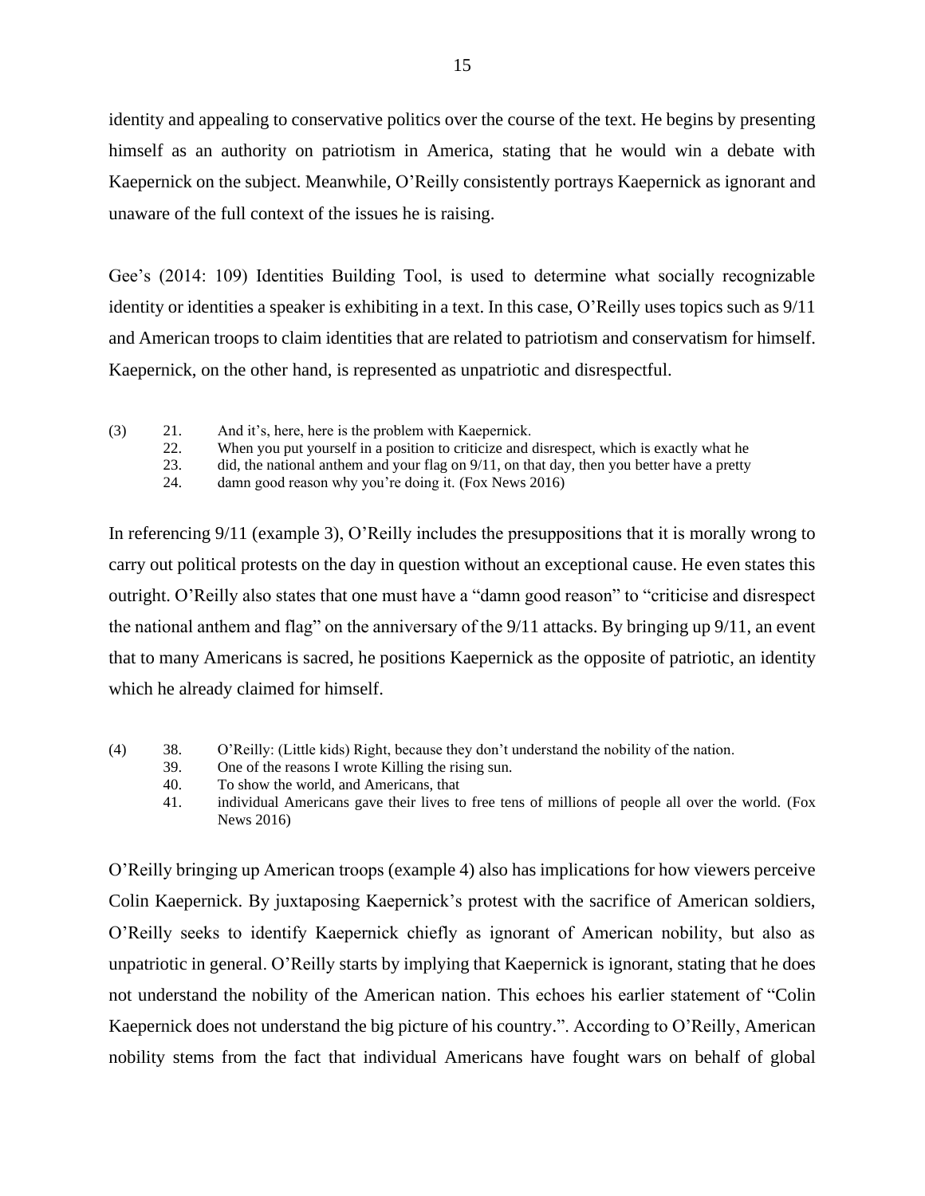identity and appealing to conservative politics over the course of the text. He begins by presenting himself as an authority on patriotism in America, stating that he would win a debate with Kaepernick on the subject. Meanwhile, O'Reilly consistently portrays Kaepernick as ignorant and unaware of the full context of the issues he is raising.

Gee's (2014: 109) Identities Building Tool, is used to determine what socially recognizable identity or identities a speaker is exhibiting in a text. In this case, O'Reilly uses topics such as 9/11 and American troops to claim identities that are related to patriotism and conservatism for himself. Kaepernick, on the other hand, is represented as unpatriotic and disrespectful.

(3) 21. And it's, here, here is the problem with Kaepernick.
22. When you put yourself in a position to criticize and disrespect, which is exactly what he
23. did, the national anthem and your flag on 9/11, on that day, then you better have a pretty
24. damn good reason why you're doing it. (Fox News 2016)

In referencing 9/11 (example 3), O'Reilly includes the presuppositions that it is morally wrong to carry out political protests on the day in question without an exceptional cause. He even states this outright. O'Reilly also states that one must have a "damn good reason" to "criticise and disrespect the national anthem and flag" on the anniversary of the 9/11 attacks. By bringing up 9/11, an event that to many Americans is sacred, he positions Kaepernick as the opposite of patriotic, an identity which he already claimed for himself.

(4) 38. O'Reilly: (Little kids) Right, because they don't understand the nobility of the nation.
39. One of the reasons I wrote Killing the rising sun.
40. To show the world, and Americans, that
41. individual Americans gave their lives to free tens of millions of people all over the world. (Fox News 2016)

O'Reilly bringing up American troops (example 4) also has implications for how viewers perceive Colin Kaepernick. By juxtaposing Kaepernick's protest with the sacrifice of American soldiers, O'Reilly seeks to identify Kaepernick chiefly as ignorant of American nobility, but also as unpatriotic in general. O'Reilly starts by implying that Kaepernick is ignorant, stating that he does not understand the nobility of the American nation. This echoes his earlier statement of "Colin Kaepernick does not understand the big picture of his country.". According to O'Reilly, American nobility stems from the fact that individual Americans have fought wars on behalf of global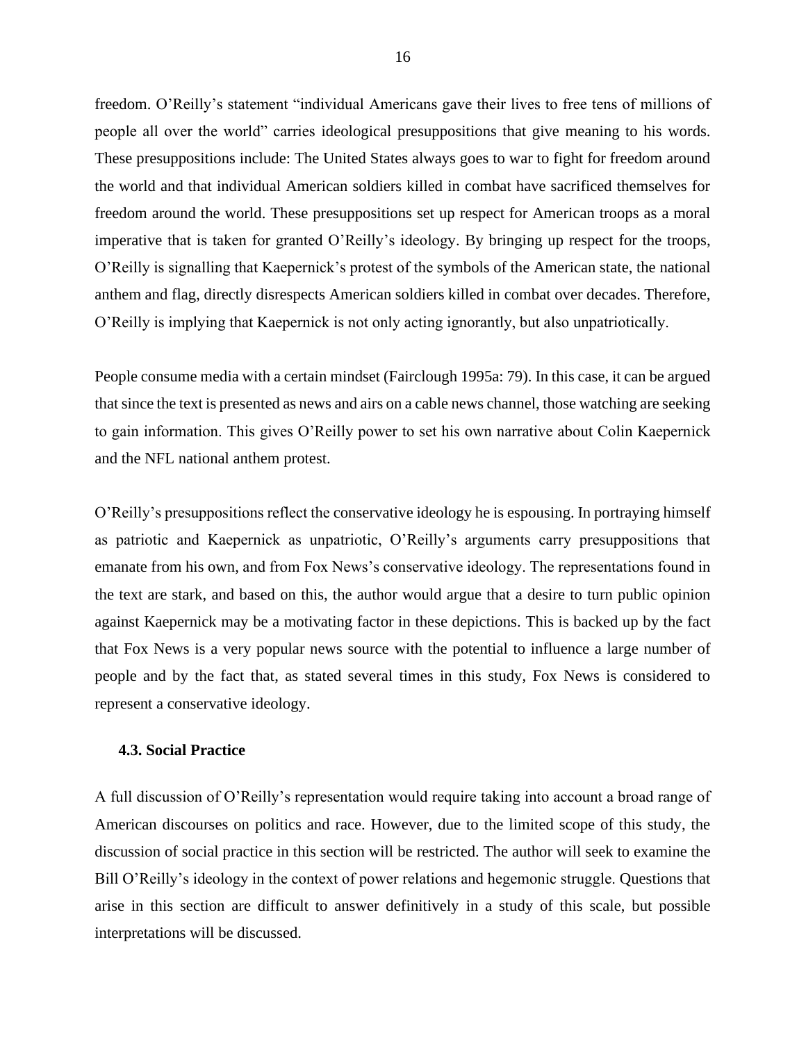freedom. O’Reilly’s statement “individual Americans gave their lives to free tens of millions of people all over the world” carries ideological presuppositions that give meaning to his words. These presuppositions include: The United States always goes to war to fight for freedom around the world and that individual American soldiers killed in combat have sacrificed themselves for freedom around the world. These presuppositions set up respect for American troops as a moral imperative that is taken for granted O’Reilly’s ideology. By bringing up respect for the troops, O’Reilly is signalling that Kaepernick’s protest of the symbols of the American state, the national anthem and flag, directly disrespects American soldiers killed in combat over decades. Therefore, O’Reilly is implying that Kaepernick is not only acting ignorantly, but also unpatriotically.

People consume media with a certain mindset (Fairclough 1995a: 79). In this case, it can be argued that since the text is presented as news and airs on a cable news channel, those watching are seeking to gain information. This gives O’Reilly power to set his own narrative about Colin Kaepernick and the NFL national anthem protest.

O’Reilly’s presuppositions reflect the conservative ideology he is espousing. In portraying himself as patriotic and Kaepernick as unpatriotic, O’Reilly’s arguments carry presuppositions that emanate from his own, and from Fox News’s conservative ideology. The representations found in the text are stark, and based on this, the author would argue that a desire to turn public opinion against Kaepernick may be a motivating factor in these depictions. This is backed up by the fact that Fox News is a very popular news source with the potential to influence a large number of people and by the fact that, as stated several times in this study, Fox News is considered to represent a conservative ideology.

### 4.3. Social Practice

A full discussion of O’Reilly’s representation would require taking into account a broad range of American discourses on politics and race. However, due to the limited scope of this study, the discussion of social practice in this section will be restricted. The author will seek to examine the Bill O’Reilly’s ideology in the context of power relations and hegemonic struggle. Questions that arise in this section are difficult to answer definitively in a study of this scale, but possible interpretations will be discussed.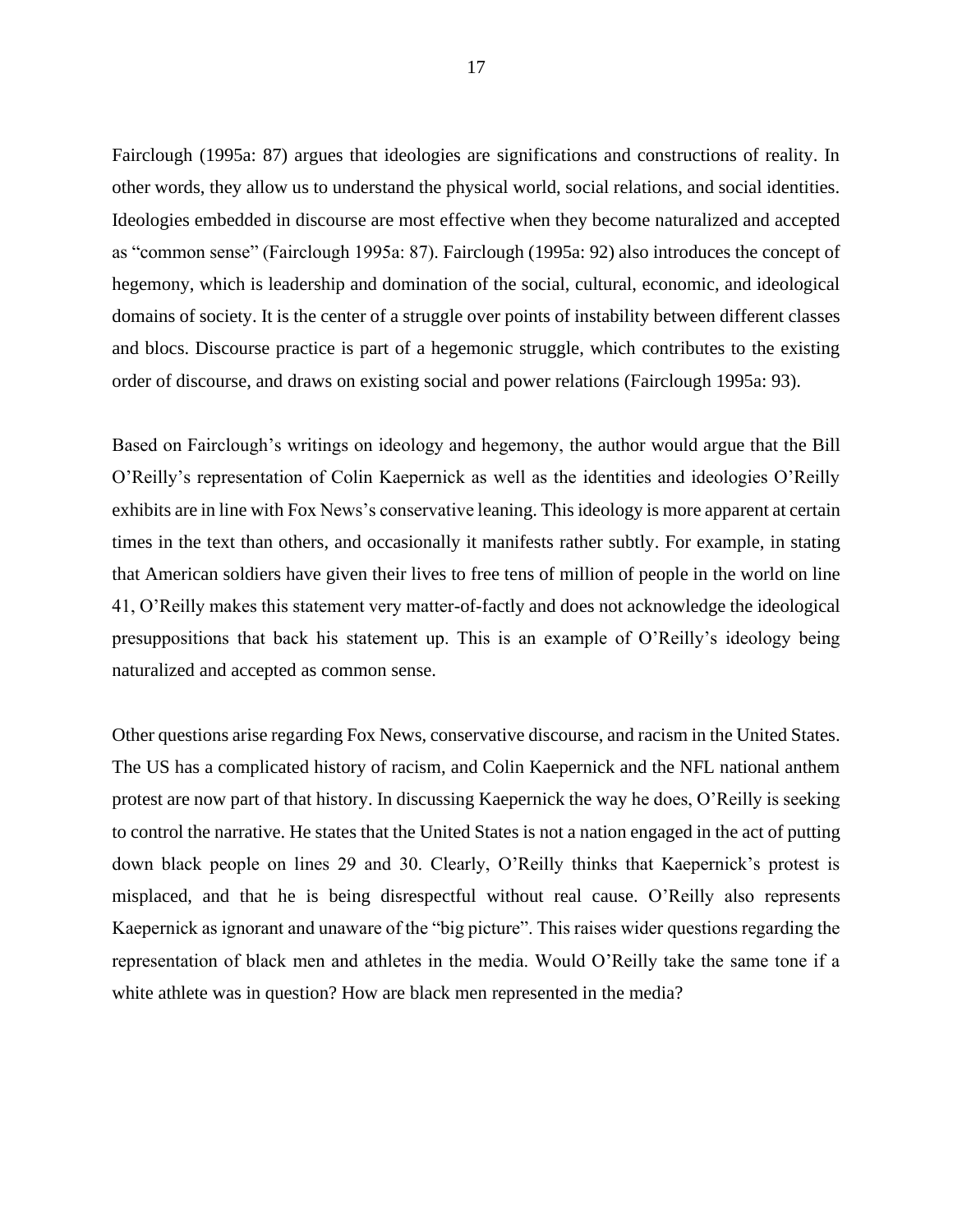Fairclough (1995a: 87) argues that ideologies are significations and constructions of reality. In other words, they allow us to understand the physical world, social relations, and social identities. Ideologies embedded in discourse are most effective when they become naturalized and accepted as "common sense" (Fairclough 1995a: 87). Fairclough (1995a: 92) also introduces the concept of hegemony, which is leadership and domination of the social, cultural, economic, and ideological domains of society. It is the center of a struggle over points of instability between different classes and blocs. Discourse practice is part of a hegemonic struggle, which contributes to the existing order of discourse, and draws on existing social and power relations (Fairclough 1995a: 93).

Based on Fairclough's writings on ideology and hegemony, the author would argue that the Bill O'Reilly's representation of Colin Kaepernick as well as the identities and ideologies O'Reilly exhibits are in line with Fox News's conservative leaning. This ideology is more apparent at certain times in the text than others, and occasionally it manifests rather subtly. For example, in stating that American soldiers have given their lives to free tens of million of people in the world on line 41, O'Reilly makes this statement very matter-of-factly and does not acknowledge the ideological presuppositions that back his statement up. This is an example of O'Reilly's ideology being naturalized and accepted as common sense.

Other questions arise regarding Fox News, conservative discourse, and racism in the United States. The US has a complicated history of racism, and Colin Kaepernick and the NFL national anthem protest are now part of that history. In discussing Kaepernick the way he does, O'Reilly is seeking to control the narrative. He states that the United States is not a nation engaged in the act of putting down black people on lines 29 and 30. Clearly, O'Reilly thinks that Kaepernick's protest is misplaced, and that he is being disrespectful without real cause. O'Reilly also represents Kaepernick as ignorant and unaware of the "big picture". This raises wider questions regarding the representation of black men and athletes in the media. Would O'Reilly take the same tone if a white athlete was in question? How are black men represented in the media?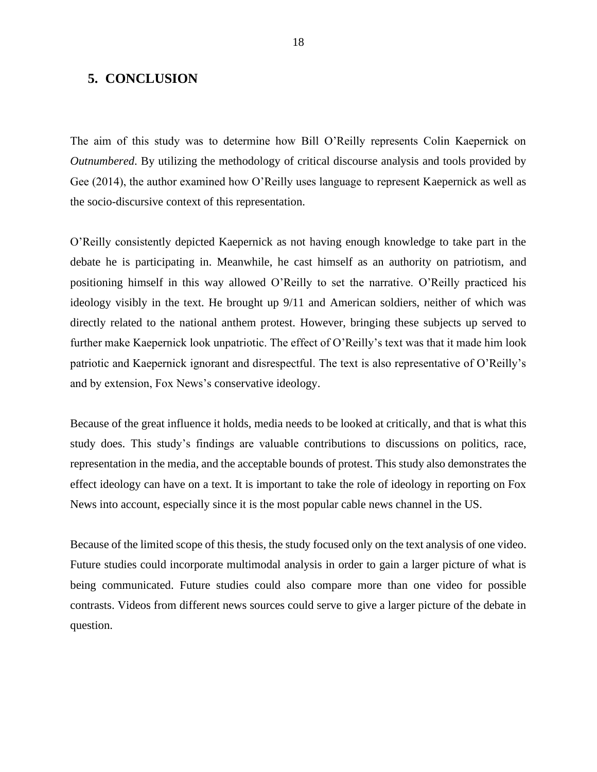## 5. CONCLUSION

The aim of this study was to determine how Bill O'Reilly represents Colin Kaepernick on *Outnumbered*. By utilizing the methodology of critical discourse analysis and tools provided by Gee (2014), the author examined how O'Reilly uses language to represent Kaepernick as well as the socio-discursive context of this representation.

O'Reilly consistently depicted Kaepernick as not having enough knowledge to take part in the debate he is participating in. Meanwhile, he cast himself as an authority on patriotism, and positioning himself in this way allowed O'Reilly to set the narrative. O'Reilly practiced his ideology visibly in the text. He brought up 9/11 and American soldiers, neither of which was directly related to the national anthem protest. However, bringing these subjects up served to further make Kaepernick look unpatriotic. The effect of O'Reilly's text was that it made him look patriotic and Kaepernick ignorant and disrespectful. The text is also representative of O'Reilly's and by extension, Fox News's conservative ideology.

Because of the great influence it holds, media needs to be looked at critically, and that is what this study does. This study's findings are valuable contributions to discussions on politics, race, representation in the media, and the acceptable bounds of protest. This study also demonstrates the effect ideology can have on a text. It is important to take the role of ideology in reporting on Fox News into account, especially since it is the most popular cable news channel in the US.

Because of the limited scope of this thesis, the study focused only on the text analysis of one video. Future studies could incorporate multimodal analysis in order to gain a larger picture of what is being communicated. Future studies could also compare more than one video for possible contrasts. Videos from different news sources could serve to give a larger picture of the debate in question.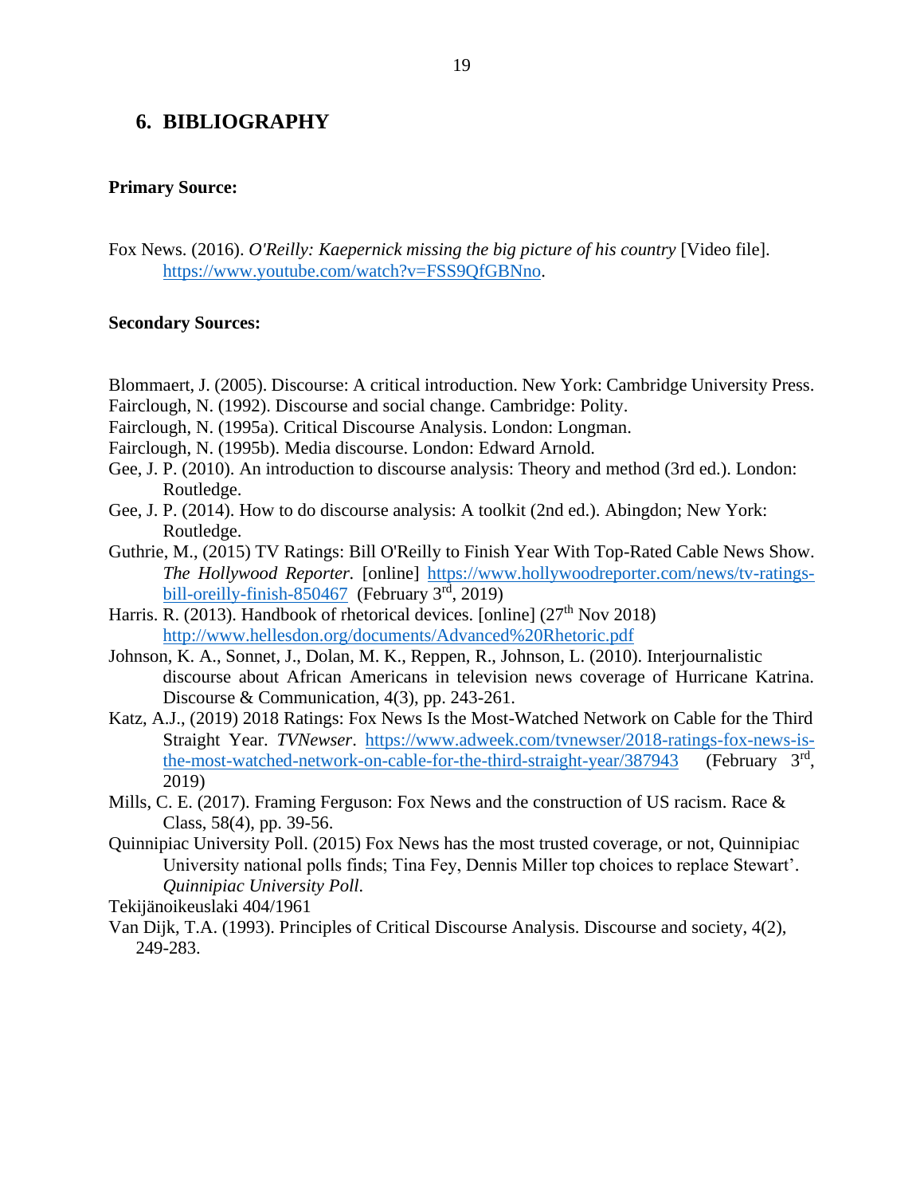## 6. BIBLIOGRAPHY

**Primary Source:**

Fox News. (2016). *O'Reilly: Kaepernick missing the big picture of his country* [Video file]. https://www.youtube.com/watch?v=FSS9QfGBNno.

**Secondary Sources:**

Blommaert, J. (2005). Discourse: A critical introduction. New York: Cambridge University Press.

Fairclough, N. (1992). Discourse and social change. Cambridge: Polity.

Fairclough, N. (1995a). Critical Discourse Analysis. London: Longman.

Fairclough, N. (1995b). Media discourse. London: Edward Arnold.

Gee, J. P. (2010). An introduction to discourse analysis: Theory and method (3rd ed.). London: Routledge.

Gee, J. P. (2014). How to do discourse analysis: A toolkit (2nd ed.). Abingdon; New York: Routledge.

Guthrie, M., (2015) TV Ratings: Bill O'Reilly to Finish Year With Top-Rated Cable News Show. *The Hollywood Reporter.* [online] https://www.hollywoodreporter.com/news/tv-ratings-bill-oreilly-finish-850467 (February 3rd, 2019)

Harris. R. (2013). Handbook of rhetorical devices. [online] (27th Nov 2018) http://www.hellesdon.org/documents/Advanced%20Rhetoric.pdf

Johnson, K. A., Sonnet, J., Dolan, M. K., Reppen, R., Johnson, L. (2010). Interjournalistic discourse about African Americans in television news coverage of Hurricane Katrina. Discourse & Communication, 4(3), pp. 243-261.

Katz, A.J., (2019) 2018 Ratings: Fox News Is the Most-Watched Network on Cable for the Third Straight Year. *TVNewser*. https://www.adweek.com/tvnewser/2018-ratings-fox-news-is-the-most-watched-network-on-cable-for-the-third-straight-year/387943 (February 3rd, 2019)

Mills, C. E. (2017). Framing Ferguson: Fox News and the construction of US racism. Race & Class, 58(4), pp. 39-56.

Quinnipiac University Poll. (2015) Fox News has the most trusted coverage, or not, Quinnipiac University national polls finds; Tina Fey, Dennis Miller top choices to replace Stewart'. *Quinnipiac University Poll.*

Tekijänoikeuslaki 404/1961

Van Dijk, T.A. (1993). Principles of Critical Discourse Analysis. Discourse and society, 4(2), 249-283.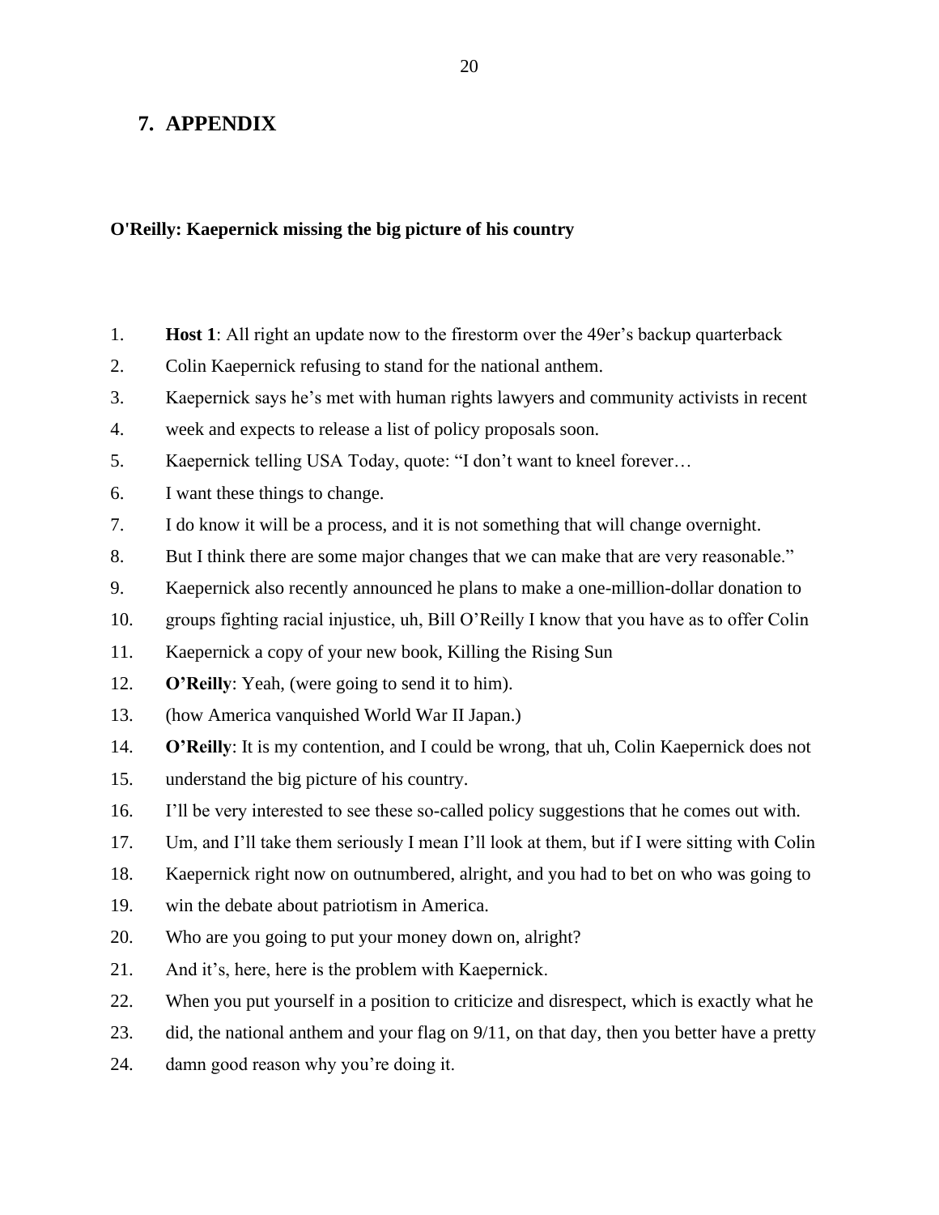# 7. APPENDIX

**O'Reilly: Kaepernick missing the big picture of his country**

1. **Host 1**: All right an update now to the firestorm over the 49er's backup quarterback
2. Colin Kaepernick refusing to stand for the national anthem.
3. Kaepernick says he's met with human rights lawyers and community activists in recent
4. week and expects to release a list of policy proposals soon.
5. Kaepernick telling USA Today, quote: "I don't want to kneel forever…
6. I want these things to change.
7. I do know it will be a process, and it is not something that will change overnight.
8. But I think there are some major changes that we can make that are very reasonable."
9. Kaepernick also recently announced he plans to make a one-million-dollar donation to
10. groups fighting racial injustice, uh, Bill O'Reilly I know that you have as to offer Colin
11. Kaepernick a copy of your new book, Killing the Rising Sun
12. **O'Reilly**: Yeah, (were going to send it to him).
13. (how America vanquished World War II Japan.)
14. **O'Reilly**: It is my contention, and I could be wrong, that uh, Colin Kaepernick does not
15. understand the big picture of his country.
16. I'll be very interested to see these so-called policy suggestions that he comes out with.
17. Um, and I'll take them seriously I mean I'll look at them, but if I were sitting with Colin
18. Kaepernick right now on outnumbered, alright, and you had to bet on who was going to
19. win the debate about patriotism in America.
20. Who are you going to put your money down on, alright?
21. And it's, here, here is the problem with Kaepernick.
22. When you put yourself in a position to criticize and disrespect, which is exactly what he
23. did, the national anthem and your flag on 9/11, on that day, then you better have a pretty
24. damn good reason why you're doing it.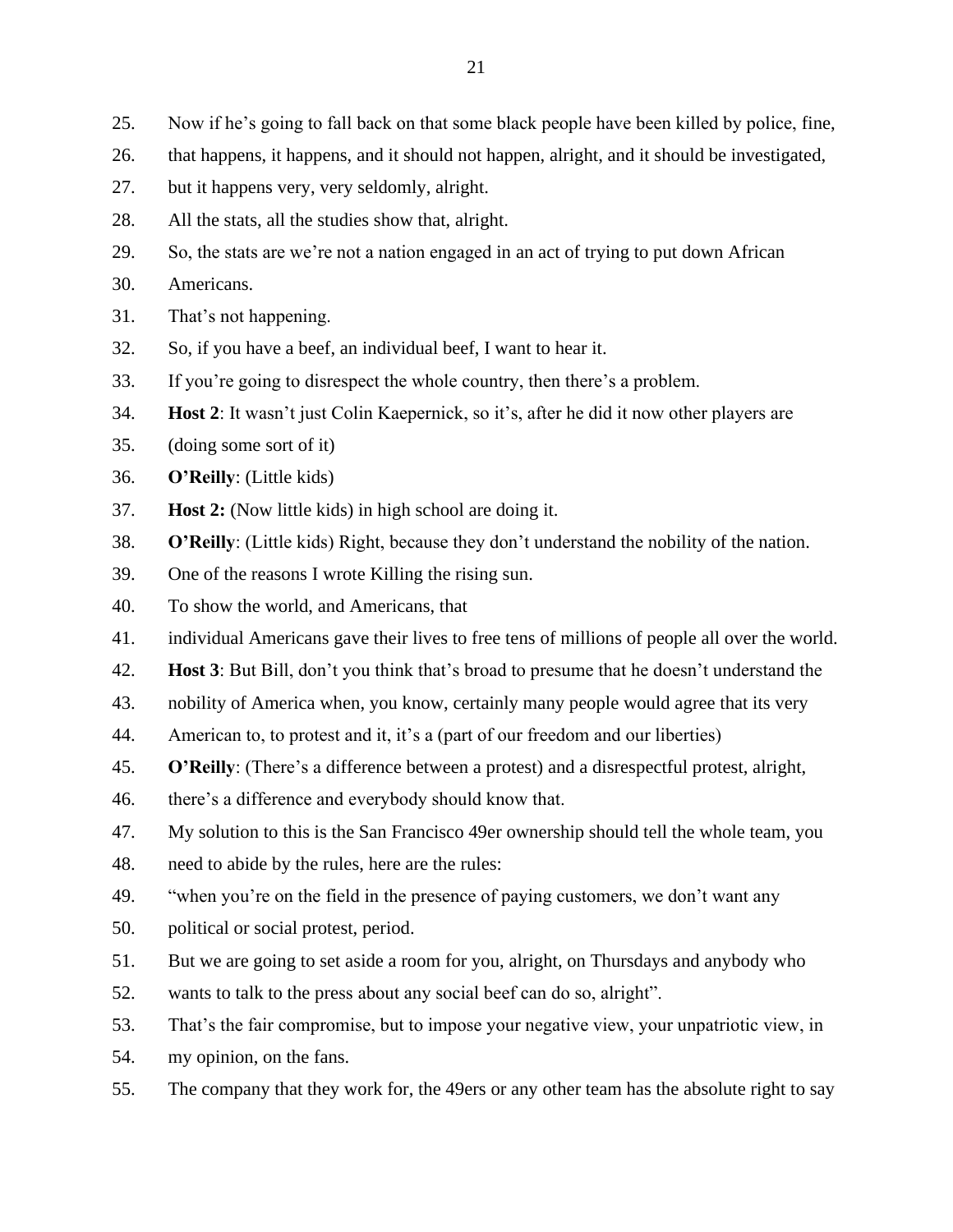25. Now if he's going to fall back on that some black people have been killed by police, fine,
26. that happens, it happens, and it should not happen, alright, and it should be investigated,
27. but it happens very, very seldomly, alright.
28. All the stats, all the studies show that, alright.
29. So, the stats are we're not a nation engaged in an act of trying to put down African
30. Americans.
31. That's not happening.
32. So, if you have a beef, an individual beef, I want to hear it.
33. If you're going to disrespect the whole country, then there's a problem.
34. **Host 2**: It wasn't just Colin Kaepernick, so it's, after he did it now other players are
35. (doing some sort of it)
36. **O'Reilly**: (Little kids)
37. **Host 2:** (Now little kids) in high school are doing it.
38. **O'Reilly**: (Little kids) Right, because they don't understand the nobility of the nation.
39. One of the reasons I wrote Killing the rising sun.
40. To show the world, and Americans, that
41. individual Americans gave their lives to free tens of millions of people all over the world.
42. **Host 3**: But Bill, don't you think that's broad to presume that he doesn't understand the
43. nobility of America when, you know, certainly many people would agree that its very
44. American to, to protest and it, it's a (part of our freedom and our liberties)
45. **O'Reilly**: (There's a difference between a protest) and a disrespectful protest, alright,
46. there's a difference and everybody should know that.
47. My solution to this is the San Francisco 49er ownership should tell the whole team, you
48. need to abide by the rules, here are the rules:
49. "when you're on the field in the presence of paying customers, we don't want any
50. political or social protest, period.
51. But we are going to set aside a room for you, alright, on Thursdays and anybody who
52. wants to talk to the press about any social beef can do so, alright".
53. That's the fair compromise, but to impose your negative view, your unpatriotic view, in
54. my opinion, on the fans.
55. The company that they work for, the 49ers or any other team has the absolute right to say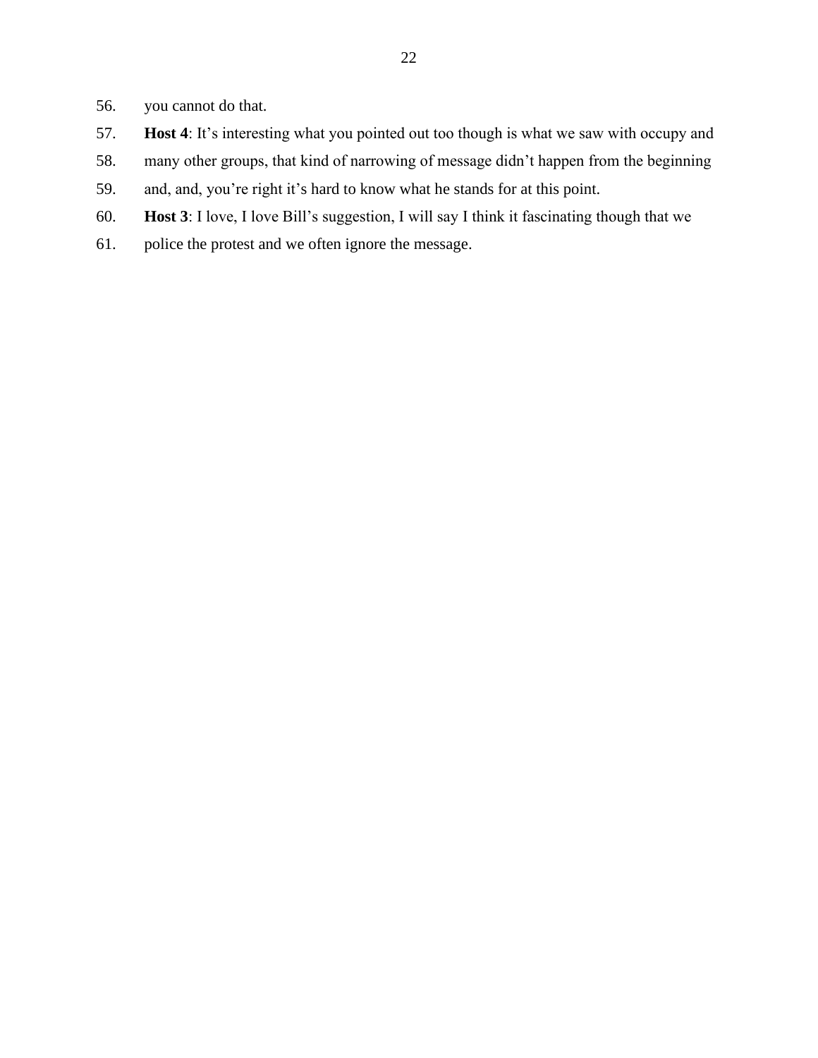56. you cannot do that.

57. **Host 4**: It's interesting what you pointed out too though is what we saw with occupy and

58. many other groups, that kind of narrowing of message didn't happen from the beginning

59. and, and, you're right it's hard to know what he stands for at this point.

60. **Host 3**: I love, I love Bill's suggestion, I will say I think it fascinating though that we

61. police the protest and we often ignore the message.